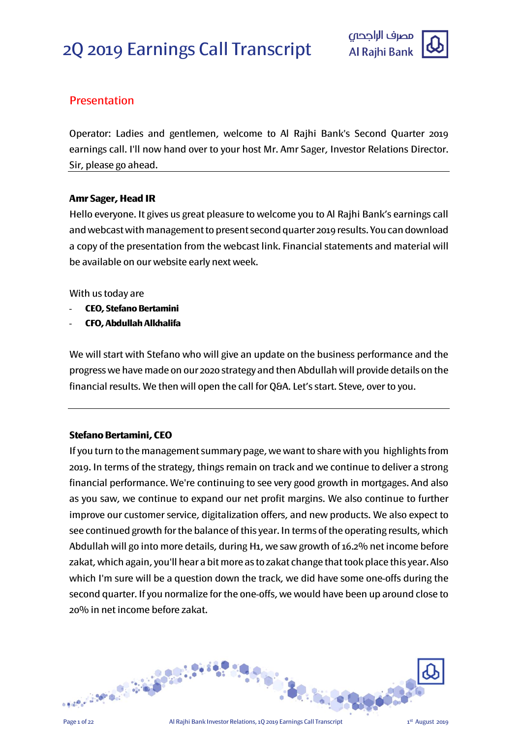# 2Q 2019 Earnings Call Transcript

## Presentation

Operator: Ladies and gentlemen, welcome to Al Rajhi Bank's Second Quarter 2019 earnings call. I'll now hand over to your host Mr. Amr Sager, Investor Relations Director. Sir, please go ahead.

---

**Amr Sager, Head IR**

Hello everyone. It gives us great pleasure to welcome you to Al Rajhi Bank's earnings call and webcast with management to present second quarter 2019 results. You can download a copy of the presentation from the webcast link. Financial statements and material will be available on our website early next week.

With us today are

- **CEO, Stefano Bertamini**
- **CFO, Abdullah Alkhalifa**

We will start with Stefano who will give an update on the business performance and the progress we have made on our 2020 strategy and then Abdullah will provide details on the financial results. We then will open the call for Q&A. Let's start. Steve, over to you.

---

**Stefano Bertamini, CEO**

If you turn to the management summary page, we want to share with you highlights from 2019. In terms of the strategy, things remain on track and we continue to deliver a strong financial performance. We're continuing to see very good growth in mortgages. And also as you saw, we continue to expand our net profit margins. We also continue to further improve our customer service, digitalization offers, and new products. We also expect to see continued growth for the balance of this year. In terms of the operating results, which Abdullah will go into more details, during H1, we saw growth of 16.2% net income before zakat, which again, you'll hear a bit more as to zakat change that took place this year. Also which I'm sure will be a question down the track, we did have some one-offs during the second quarter. If you normalize for the one-offs, we would have been up around close to 20% in net income before zakat.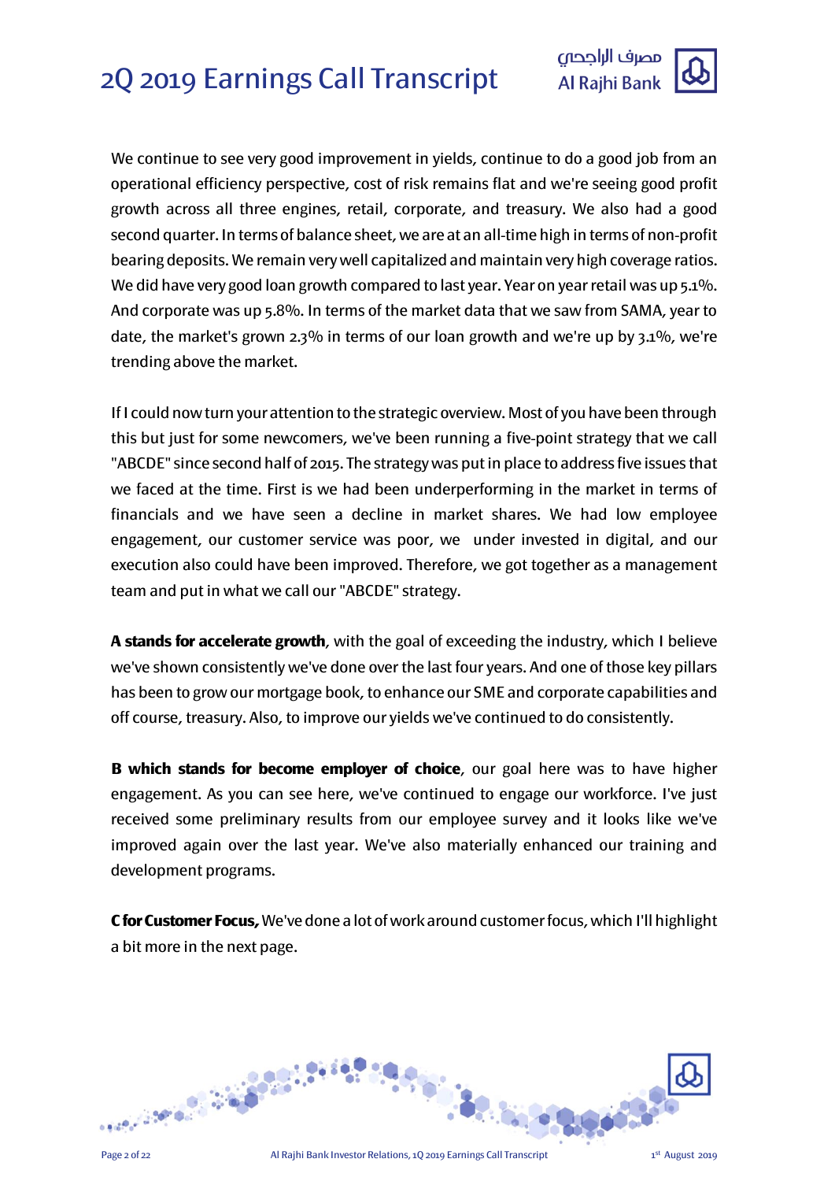We continue to see very good improvement in yields, continue to do a good job from an operational efficiency perspective, cost of risk remains flat and we're seeing good profit growth across all three engines, retail, corporate, and treasury. We also had a good second quarter. In terms of balance sheet, we are at an all-time high in terms of non-profit bearing deposits. We remain very well capitalized and maintain very high coverage ratios. We did have very good loan growth compared to last year. Year on year retail was up 5.1%. And corporate was up 5.8%. In terms of the market data that we saw from SAMA, year to date, the market's grown 2.3% in terms of our loan growth and we're up by 3.1%, we're trending above the market.

If I could now turn your attention to the strategic overview. Most of you have been through this but just for some newcomers, we've been running a five-point strategy that we call "ABCDE" since second half of 2015. The strategy was put in place to address five issues that we faced at the time. First is we had been underperforming in the market in terms of financials and we have seen a decline in market shares. We had low employee engagement, our customer service was poor, we under invested in digital, and our execution also could have been improved. Therefore, we got together as a management team and put in what we call our "ABCDE" strategy.

**A stands for accelerate growth**, with the goal of exceeding the industry, which I believe we've shown consistently we've done over the last four years. And one of those key pillars has been to grow our mortgage book, to enhance our SME and corporate capabilities and off course, treasury. Also, to improve our yields we've continued to do consistently.

**B which stands for become employer of choice**, our goal here was to have higher engagement. As you can see here, we've continued to engage our workforce. I've just received some preliminary results from our employee survey and it looks like we've improved again over the last year. We've also materially enhanced our training and development programs.

**C for Customer Focus,** We've done a lot of work around customer focus, which I'll highlight a bit more in the next page.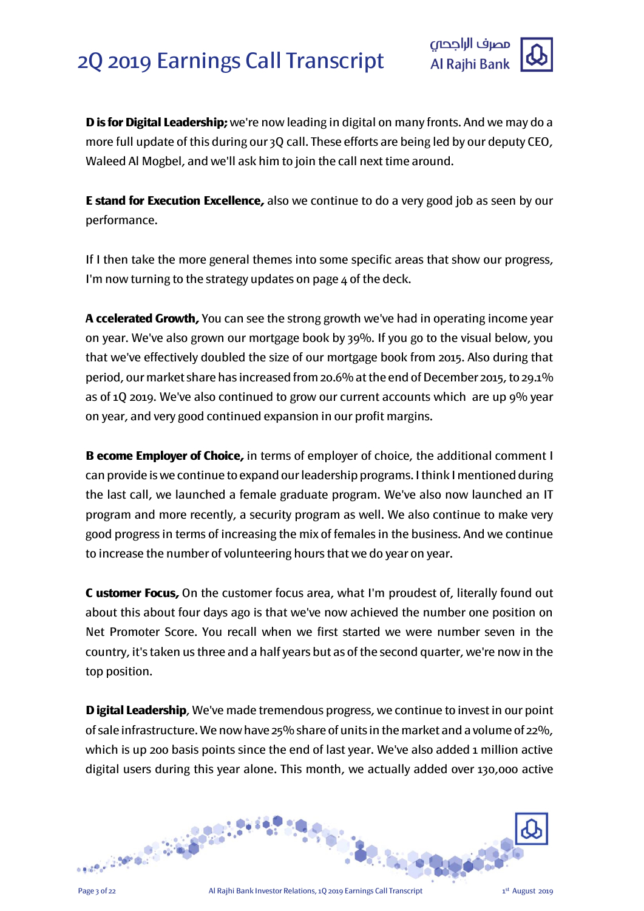**D is for Digital Leadership;** we're now leading in digital on many fronts. And we may do a more full update of this during our 3Q call. These efforts are being led by our deputy CEO, Waleed Al Mogbel, and we'll ask him to join the call next time around.

**E stand for Execution Excellence,** also we continue to do a very good job as seen by our performance.

If I then take the more general themes into some specific areas that show our progress, I'm now turning to the strategy updates on page 4 of the deck.

**A ccelerated Growth,** You can see the strong growth we've had in operating income year on year. We've also grown our mortgage book by 39%. If you go to the visual below, you that we've effectively doubled the size of our mortgage book from 2015. Also during that period, our market share has increased from 20.6% at the end of December 2015, to 29.1% as of 1Q 2019. We've also continued to grow our current accounts which are up 9% year on year, and very good continued expansion in our profit margins.

**B ecome Employer of Choice,** in terms of employer of choice, the additional comment I can provide is we continue to expand our leadership programs. I think I mentioned during the last call, we launched a female graduate program. We've also now launched an IT program and more recently, a security program as well. We also continue to make very good progress in terms of increasing the mix of females in the business. And we continue to increase the number of volunteering hours that we do year on year.

**C ustomer Focus,** On the customer focus area, what I'm proudest of, literally found out about this about four days ago is that we've now achieved the number one position on Net Promoter Score. You recall when we first started we were number seven in the country, it's taken us three and a half years but as of the second quarter, we're now in the top position.

**D igital Leadership**, We've made tremendous progress, we continue to invest in our point of sale infrastructure. We now have 25% share of units in the market and a volume of 22%, which is up 200 basis points since the end of last year. We've also added 1 million active digital users during this year alone. This month, we actually added over 130,000 active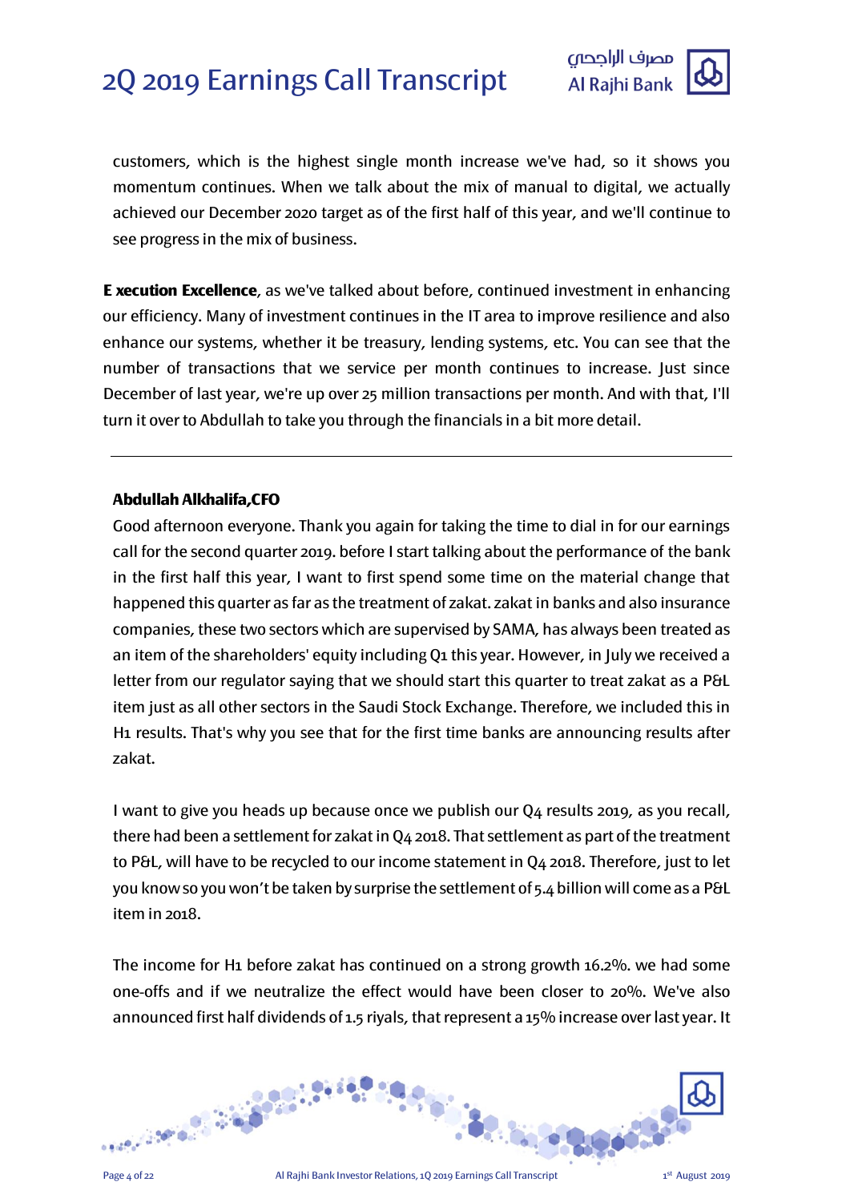customers, which is the highest single month increase we've had, so it shows you momentum continues. When we talk about the mix of manual to digital, we actually achieved our December 2020 target as of the first half of this year, and we'll continue to see progress in the mix of business.

**E xecution Excellence**, as we've talked about before, continued investment in enhancing our efficiency. Many of investment continues in the IT area to improve resilience and also enhance our systems, whether it be treasury, lending systems, etc. You can see that the number of transactions that we service per month continues to increase. Just since December of last year, we're up over 25 million transactions per month. And with that, I'll turn it over to Abdullah to take you through the financials in a bit more detail.

---

**Abdullah Alkhalifa,CFO**

Good afternoon everyone. Thank you again for taking the time to dial in for our earnings call for the second quarter 2019. before I start talking about the performance of the bank in the first half this year, I want to first spend some time on the material change that happened this quarter as far as the treatment of zakat. zakat in banks and also insurance companies, these two sectors which are supervised by SAMA, has always been treated as an item of the shareholders' equity including Q1 this year. However, in July we received a letter from our regulator saying that we should start this quarter to treat zakat as a P&L item just as all other sectors in the Saudi Stock Exchange. Therefore, we included this in H1 results. That's why you see that for the first time banks are announcing results after zakat.

I want to give you heads up because once we publish our Q4 results 2019, as you recall, there had been a settlement for zakat in Q4 2018. That settlement as part of the treatment to P&L, will have to be recycled to our income statement in Q4 2018. Therefore, just to let you know so you won't be taken by surprise the settlement of 5.4 billion will come as a P&L item in 2018.

The income for H1 before zakat has continued on a strong growth 16.2%. we had some one-offs and if we neutralize the effect would have been closer to 20%. We've also announced first half dividends of 1.5 riyals, that represent a 15% increase over last year. It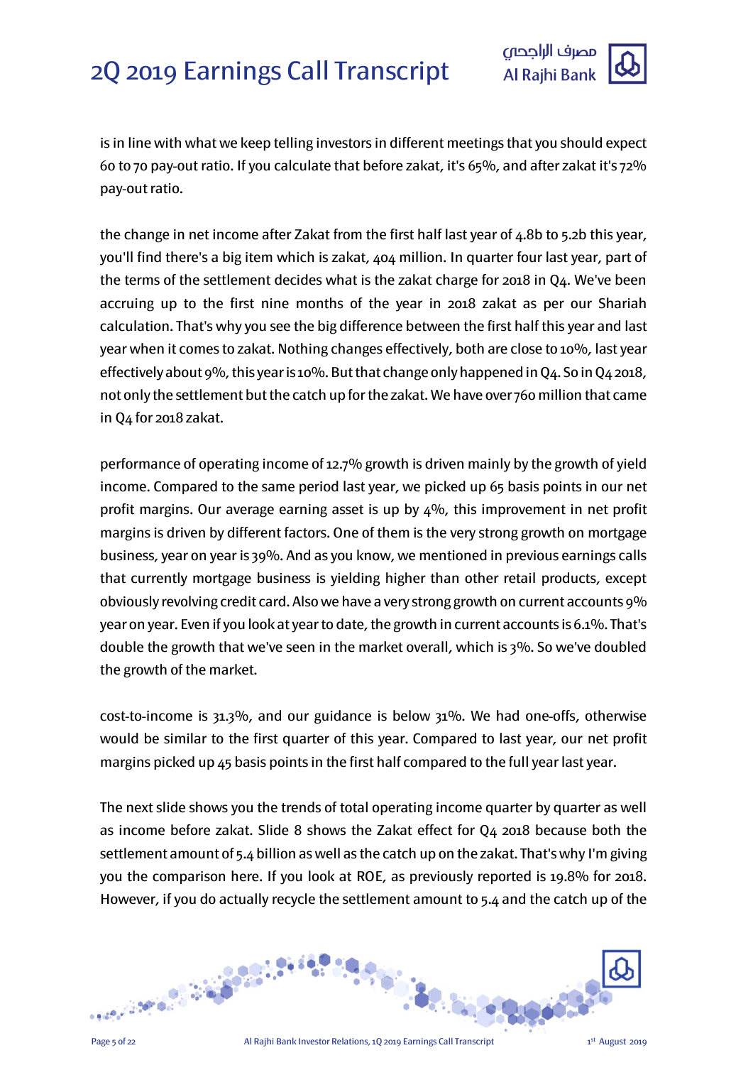is in line with what we keep telling investors in different meetings that you should expect 60 to 70 pay-out ratio. If you calculate that before zakat, it's 65%, and after zakat it's 72% pay-out ratio.

the change in net income after Zakat from the first half last year of 4.8b to 5.2b this year, you'll find there's a big item which is zakat, 404 million. In quarter four last year, part of the terms of the settlement decides what is the zakat charge for 2018 in Q4. We've been accruing up to the first nine months of the year in 2018 zakat as per our Shariah calculation. That's why you see the big difference between the first half this year and last year when it comes to zakat. Nothing changes effectively, both are close to 10%, last year effectively about 9%, this year is 10%. But that change only happened in Q4. So in Q4 2018, not only the settlement but the catch up for the zakat. We have over 760 million that came in Q4 for 2018 zakat.

performance of operating income of 12.7% growth is driven mainly by the growth of yield income. Compared to the same period last year, we picked up 65 basis points in our net profit margins. Our average earning asset is up by 4%, this improvement in net profit margins is driven by different factors. One of them is the very strong growth on mortgage business, year on year is 39%. And as you know, we mentioned in previous earnings calls that currently mortgage business is yielding higher than other retail products, except obviously revolving credit card. Also we have a very strong growth on current accounts 9% year on year. Even if you look at year to date, the growth in current accounts is 6.1%. That's double the growth that we've seen in the market overall, which is 3%. So we've doubled the growth of the market.

cost-to-income is 31.3%, and our guidance is below 31%. We had one-offs, otherwise would be similar to the first quarter of this year. Compared to last year, our net profit margins picked up 45 basis points in the first half compared to the full year last year.

The next slide shows you the trends of total operating income quarter by quarter as well as income before zakat. Slide 8 shows the Zakat effect for Q4 2018 because both the settlement amount of 5.4 billion as well as the catch up on the zakat. That's why I'm giving you the comparison here. If you look at ROE, as previously reported is 19.8% for 2018. However, if you do actually recycle the settlement amount to 5.4 and the catch up of the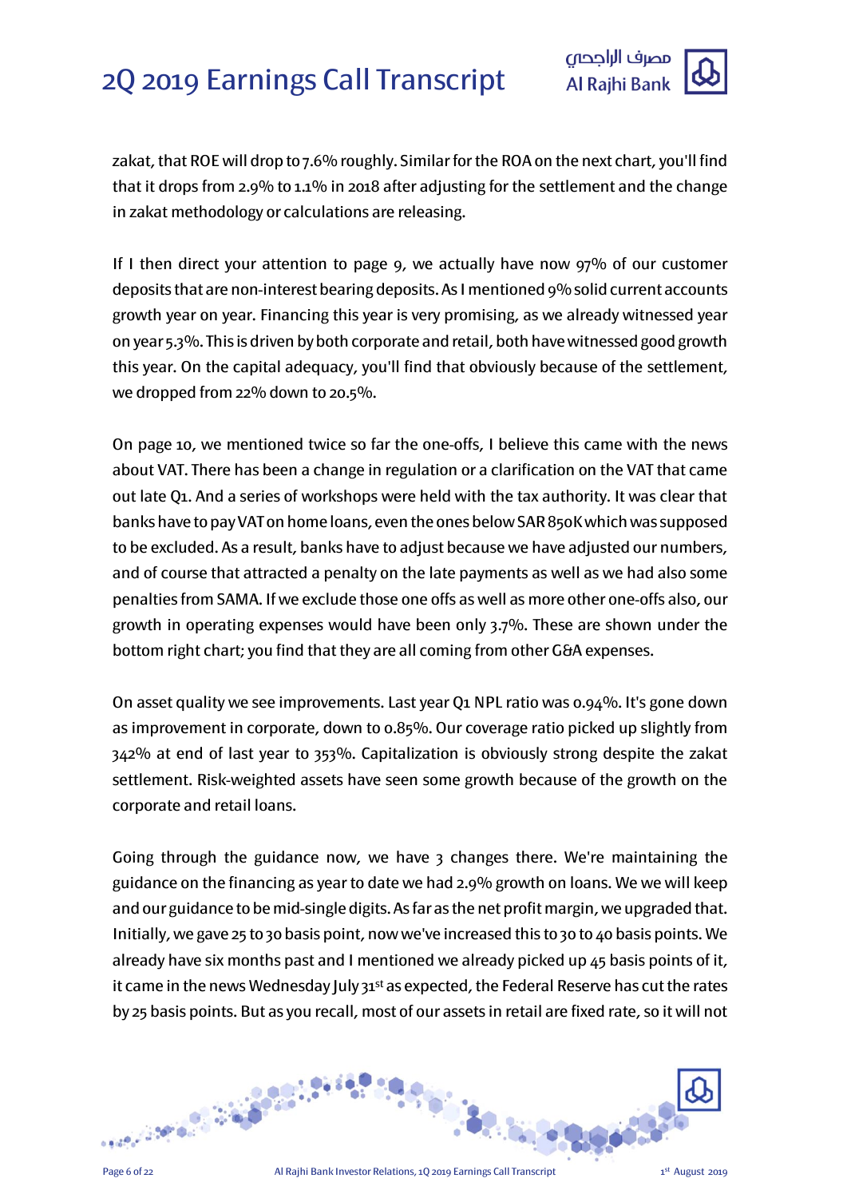zakat, that ROE will drop to 7.6% roughly. Similar for the ROA on the next chart, you'll find that it drops from 2.9% to 1.1% in 2018 after adjusting for the settlement and the change in zakat methodology or calculations are releasing.

If I then direct your attention to page 9, we actually have now 97% of our customer deposits that are non-interest bearing deposits. As I mentioned 9% solid current accounts growth year on year. Financing this year is very promising, as we already witnessed year on year 5.3%. This is driven by both corporate and retail, both have witnessed good growth this year. On the capital adequacy, you'll find that obviously because of the settlement, we dropped from 22% down to 20.5%.

On page 10, we mentioned twice so far the one-offs, I believe this came with the news about VAT. There has been a change in regulation or a clarification on the VAT that came out late Q1. And a series of workshops were held with the tax authority. It was clear that banks have to pay VAT on home loans, even the ones below SAR 850K which was supposed to be excluded. As a result, banks have to adjust because we have adjusted our numbers, and of course that attracted a penalty on the late payments as well as we had also some penalties from SAMA. If we exclude those one offs as well as more other one-offs also, our growth in operating expenses would have been only 3.7%. These are shown under the bottom right chart; you find that they are all coming from other G&A expenses.

On asset quality we see improvements. Last year Q1 NPL ratio was 0.94%. It's gone down as improvement in corporate, down to 0.85%. Our coverage ratio picked up slightly from 342% at end of last year to 353%. Capitalization is obviously strong despite the zakat settlement. Risk-weighted assets have seen some growth because of the growth on the corporate and retail loans.

Going through the guidance now, we have 3 changes there. We're maintaining the guidance on the financing as year to date we had 2.9% growth on loans. We we will keep and our guidance to be mid-single digits. As far as the net profit margin, we upgraded that. Initially, we gave 25 to 30 basis point, now we've increased this to 30 to 40 basis points. We already have six months past and I mentioned we already picked up 45 basis points of it, it came in the news Wednesday July 31st as expected, the Federal Reserve has cut the rates by 25 basis points. But as you recall, most of our assets in retail are fixed rate, so it will not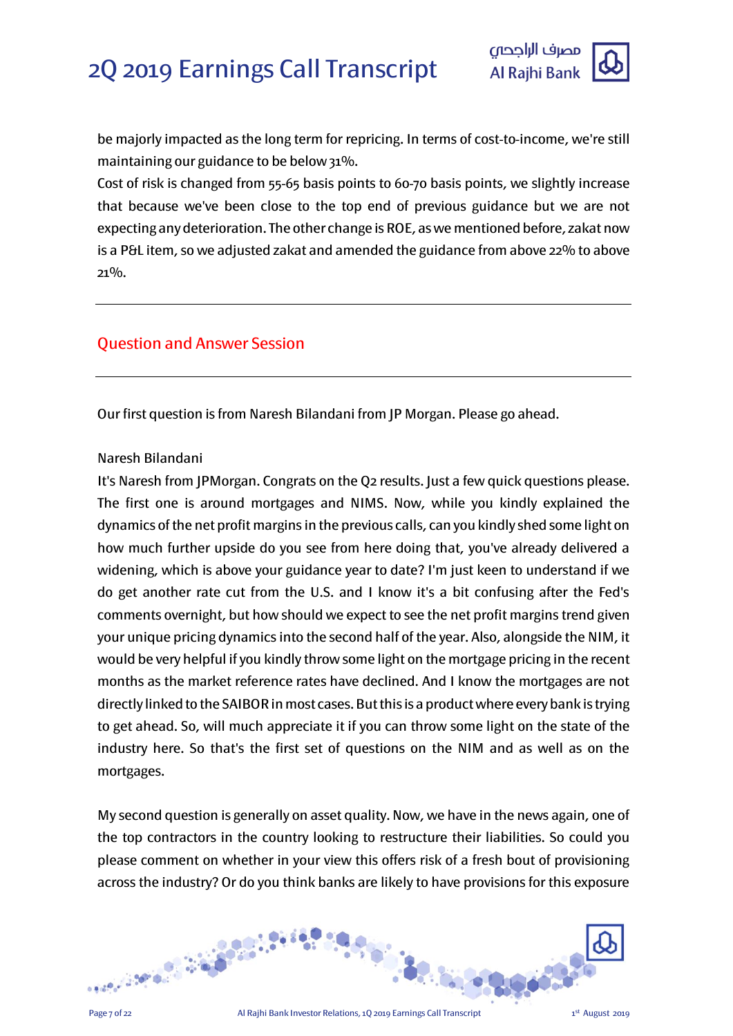be majorly impacted as the long term for repricing. In terms of cost-to-income, we're still maintaining our guidance to be below 31%.

Cost of risk is changed from 55-65 basis points to 60-70 basis points, we slightly increase that because we've been close to the top end of previous guidance but we are not expecting any deterioration. The other change is ROE, as we mentioned before, zakat now is a P&L item, so we adjusted zakat and amended the guidance from above 22% to above 21%.

---

## Question and Answer Session

---

Our first question is from Naresh Bilandani from JP Morgan. Please go ahead.

Naresh Bilandani

It's Naresh from JPMorgan. Congrats on the Q2 results. Just a few quick questions please. The first one is around mortgages and NIMS. Now, while you kindly explained the dynamics of the net profit margins in the previous calls, can you kindly shed some light on how much further upside do you see from here doing that, you've already delivered a widening, which is above your guidance year to date? I'm just keen to understand if we do get another rate cut from the U.S. and I know it's a bit confusing after the Fed's comments overnight, but how should we expect to see the net profit margins trend given your unique pricing dynamics into the second half of the year. Also, alongside the NIM, it would be very helpful if you kindly throw some light on the mortgage pricing in the recent months as the market reference rates have declined. And I know the mortgages are not directly linked to the SAIBOR in most cases. But this is a product where every bank is trying to get ahead. So, will much appreciate it if you can throw some light on the state of the industry here. So that's the first set of questions on the NIM and as well as on the mortgages.

My second question is generally on asset quality. Now, we have in the news again, one of the top contractors in the country looking to restructure their liabilities. So could you please comment on whether in your view this offers risk of a fresh bout of provisioning across the industry? Or do you think banks are likely to have provisions for this exposure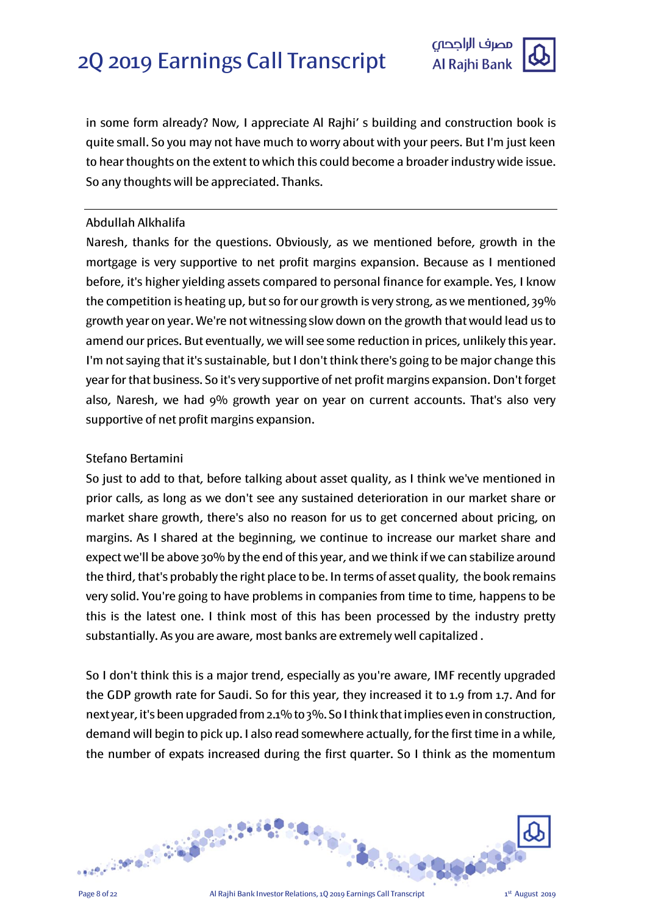in some form already? Now, I appreciate Al Rajhi' s building and construction book is quite small. So you may not have much to worry about with your peers. But I'm just keen to hear thoughts on the extent to which this could become a broader industry wide issue. So any thoughts will be appreciated. Thanks.

---

Abdullah Alkhalifa

Naresh, thanks for the questions. Obviously, as we mentioned before, growth in the mortgage is very supportive to net profit margins expansion. Because as I mentioned before, it's higher yielding assets compared to personal finance for example. Yes, I know the competition is heating up, but so for our growth is very strong, as we mentioned, 39% growth year on year. We're not witnessing slow down on the growth that would lead us to amend our prices. But eventually, we will see some reduction in prices, unlikely this year. I'm not saying that it's sustainable, but I don't think there's going to be major change this year for that business. So it's very supportive of net profit margins expansion. Don't forget also, Naresh, we had 9% growth year on year on current accounts. That's also very supportive of net profit margins expansion.

Stefano Bertamini

So just to add to that, before talking about asset quality, as I think we've mentioned in prior calls, as long as we don't see any sustained deterioration in our market share or market share growth, there's also no reason for us to get concerned about pricing, on margins. As I shared at the beginning, we continue to increase our market share and expect we'll be above 30% by the end of this year, and we think if we can stabilize around the third, that's probably the right place to be. In terms of asset quality, the book remains very solid. You're going to have problems in companies from time to time, happens to be this is the latest one. I think most of this has been processed by the industry pretty substantially. As you are aware, most banks are extremely well capitalized .

So I don't think this is a major trend, especially as you're aware, IMF recently upgraded the GDP growth rate for Saudi. So for this year, they increased it to 1.9 from 1.7. And for next year, it's been upgraded from 2.1% to 3%. So I think that implies even in construction, demand will begin to pick up. I also read somewhere actually, for the first time in a while, the number of expats increased during the first quarter. So I think as the momentum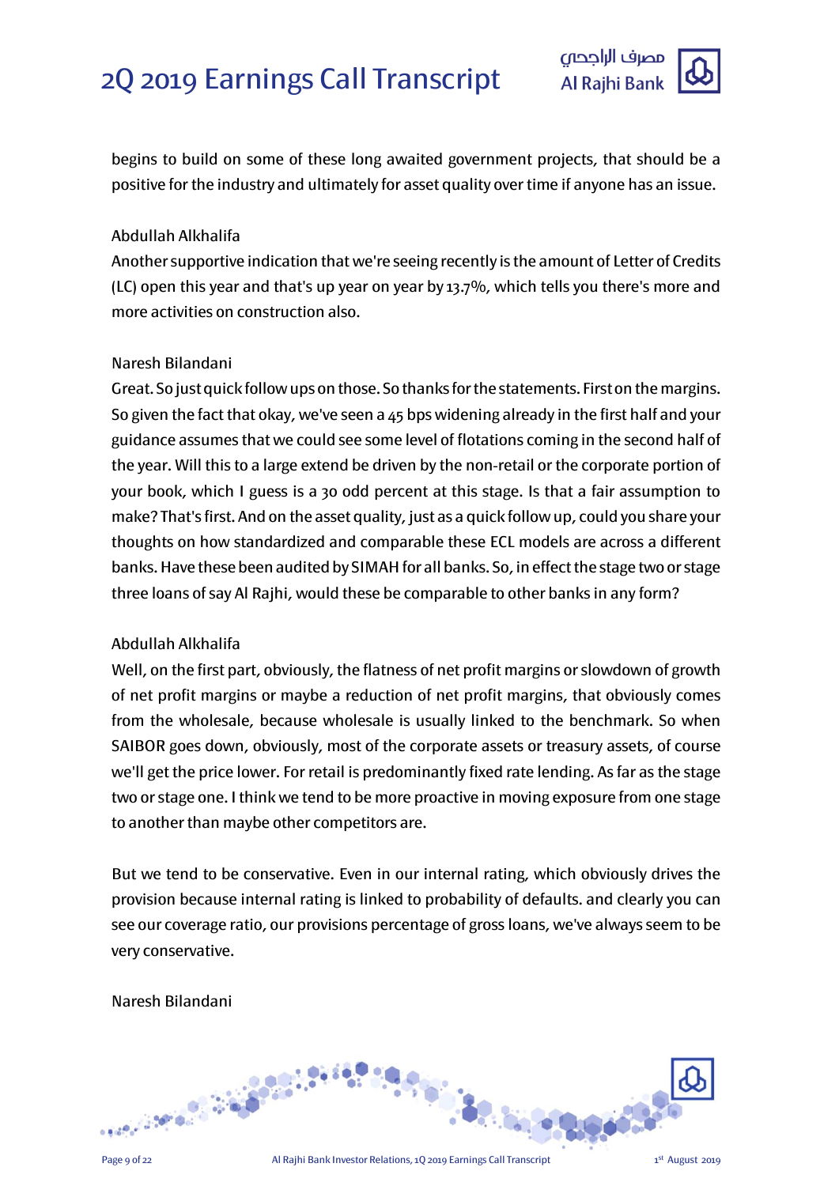begins to build on some of these long awaited government projects, that should be a positive for the industry and ultimately for asset quality over time if anyone has an issue.

Abdullah Alkhalifa

Another supportive indication that we're seeing recently is the amount of Letter of Credits (LC) open this year and that's up year on year by 13.7%, which tells you there's more and more activities on construction also.

Naresh Bilandani

Great. So just quick follow ups on those. So thanks for the statements. First on the margins. So given the fact that okay, we've seen a 45 bps widening already in the first half and your guidance assumes that we could see some level of flotations coming in the second half of the year. Will this to a large extend be driven by the non-retail or the corporate portion of your book, which I guess is a 30 odd percent at this stage. Is that a fair assumption to make? That's first. And on the asset quality, just as a quick follow up, could you share your thoughts on how standardized and comparable these ECL models are across a different banks. Have these been audited by SIMAH for all banks. So, in effect the stage two or stage three loans of say Al Rajhi, would these be comparable to other banks in any form?

Abdullah Alkhalifa

Well, on the first part, obviously, the flatness of net profit margins or slowdown of growth of net profit margins or maybe a reduction of net profit margins, that obviously comes from the wholesale, because wholesale is usually linked to the benchmark. So when SAIBOR goes down, obviously, most of the corporate assets or treasury assets, of course we'll get the price lower. For retail is predominantly fixed rate lending. As far as the stage two or stage one. I think we tend to be more proactive in moving exposure from one stage to another than maybe other competitors are.

But we tend to be conservative. Even in our internal rating, which obviously drives the provision because internal rating is linked to probability of defaults. and clearly you can see our coverage ratio, our provisions percentage of gross loans, we've always seem to be very conservative.

Naresh Bilandani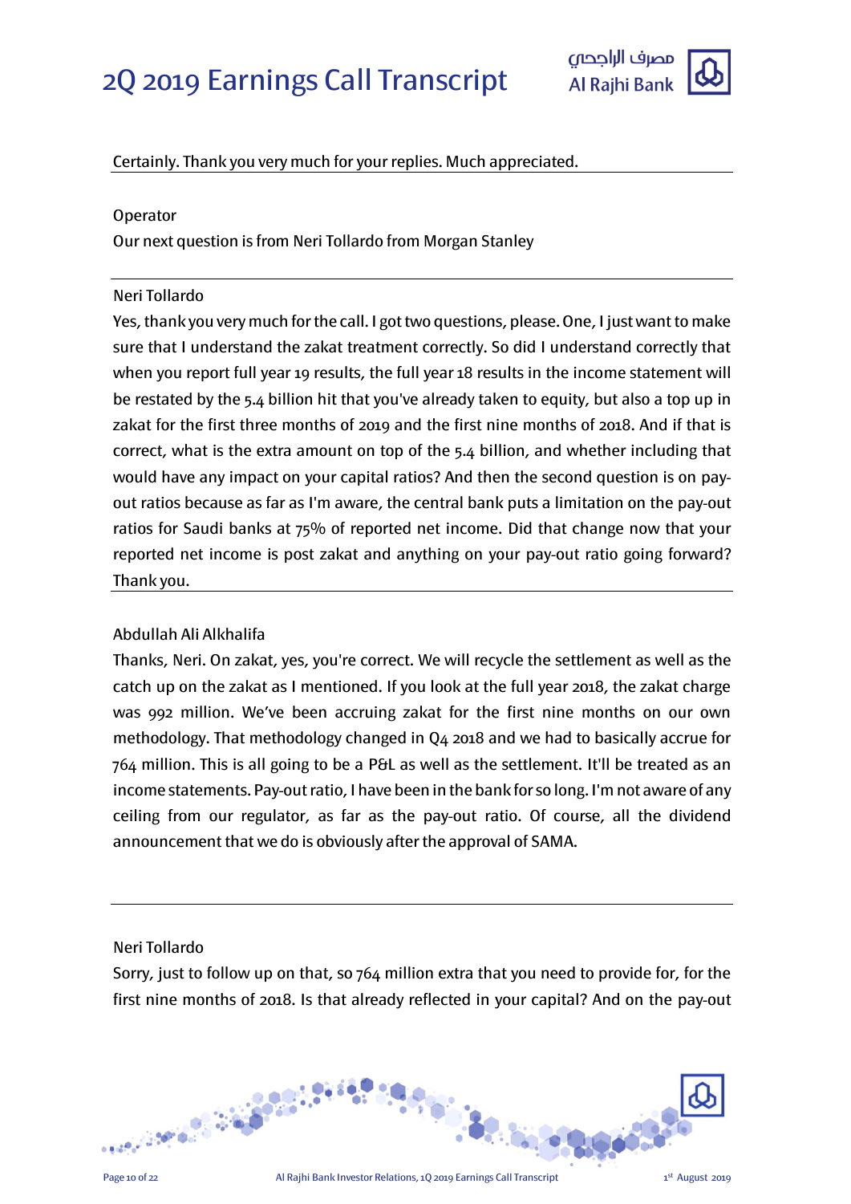Certainly. Thank you very much for your replies. Much appreciated.

Operator

Our next question is from Neri Tollardo from Morgan Stanley

Neri Tollardo

Yes, thank you very much for the call. I got two questions, please. One, I just want to make sure that I understand the zakat treatment correctly. So did I understand correctly that when you report full year 19 results, the full year 18 results in the income statement will be restated by the 5.4 billion hit that you've already taken to equity, but also a top up in zakat for the first three months of 2019 and the first nine months of 2018. And if that is correct, what is the extra amount on top of the 5.4 billion, and whether including that would have any impact on your capital ratios? And then the second question is on pay-out ratios because as far as I'm aware, the central bank puts a limitation on the pay-out ratios for Saudi banks at 75% of reported net income. Did that change now that your reported net income is post zakat and anything on your pay-out ratio going forward? Thank you.

Abdullah Ali Alkhalifa

Thanks, Neri. On zakat, yes, you're correct. We will recycle the settlement as well as the catch up on the zakat as I mentioned. If you look at the full year 2018, the zakat charge was 992 million. We've been accruing zakat for the first nine months on our own methodology. That methodology changed in Q4 2018 and we had to basically accrue for 764 million. This is all going to be a P&L as well as the settlement. It'll be treated as an income statements. Pay-out ratio, I have been in the bank for so long. I'm not aware of any ceiling from our regulator, as far as the pay-out ratio. Of course, all the dividend announcement that we do is obviously after the approval of SAMA.

Neri Tollardo

Sorry, just to follow up on that, so 764 million extra that you need to provide for, for the first nine months of 2018. Is that already reflected in your capital? And on the pay-out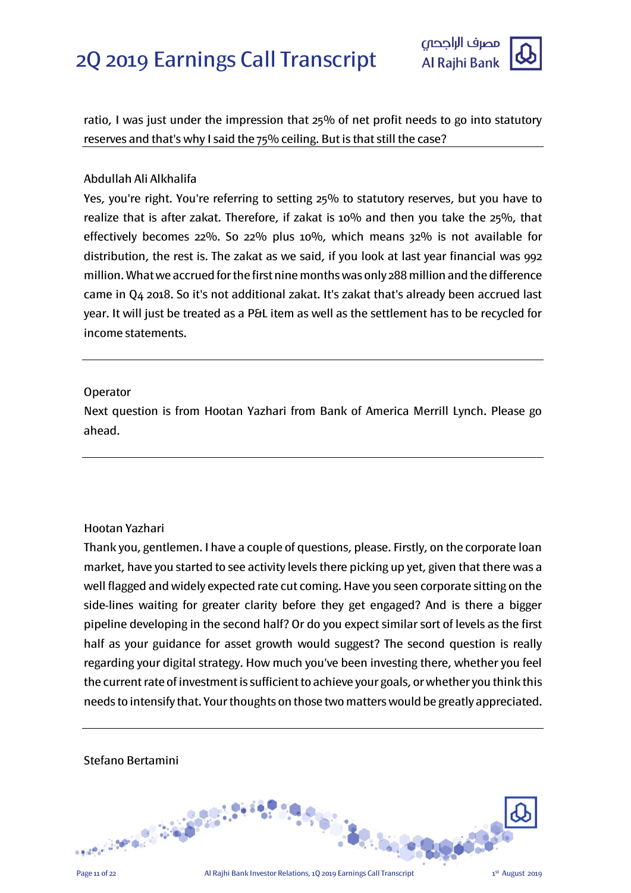ratio, I was just under the impression that 25% of net profit needs to go into statutory reserves and that's why I said the 75% ceiling. But is that still the case?

---

Abdullah Ali Alkhalifa

Yes, you're right. You're referring to setting 25% to statutory reserves, but you have to realize that is after zakat. Therefore, if zakat is 10% and then you take the 25%, that effectively becomes 22%. So 22% plus 10%, which means 32% is not available for distribution, the rest is. The zakat as we said, if you look at last year financial was 992 million. What we accrued for the first nine months was only 288 million and the difference came in Q4 2018. So it's not additional zakat. It's zakat that's already been accrued last year. It will just be treated as a P&L item as well as the settlement has to be recycled for income statements.

---

Operator

Next question is from Hootan Yazhari from Bank of America Merrill Lynch. Please go ahead.

---

Hootan Yazhari

Thank you, gentlemen. I have a couple of questions, please. Firstly, on the corporate loan market, have you started to see activity levels there picking up yet, given that there was a well flagged and widely expected rate cut coming. Have you seen corporate sitting on the side-lines waiting for greater clarity before they get engaged? And is there a bigger pipeline developing in the second half? Or do you expect similar sort of levels as the first half as your guidance for asset growth would suggest? The second question is really regarding your digital strategy. How much you've been investing there, whether you feel the current rate of investment is sufficient to achieve your goals, or whether you think this needs to intensify that. Your thoughts on those two matters would be greatly appreciated.

---

Stefano Bertamini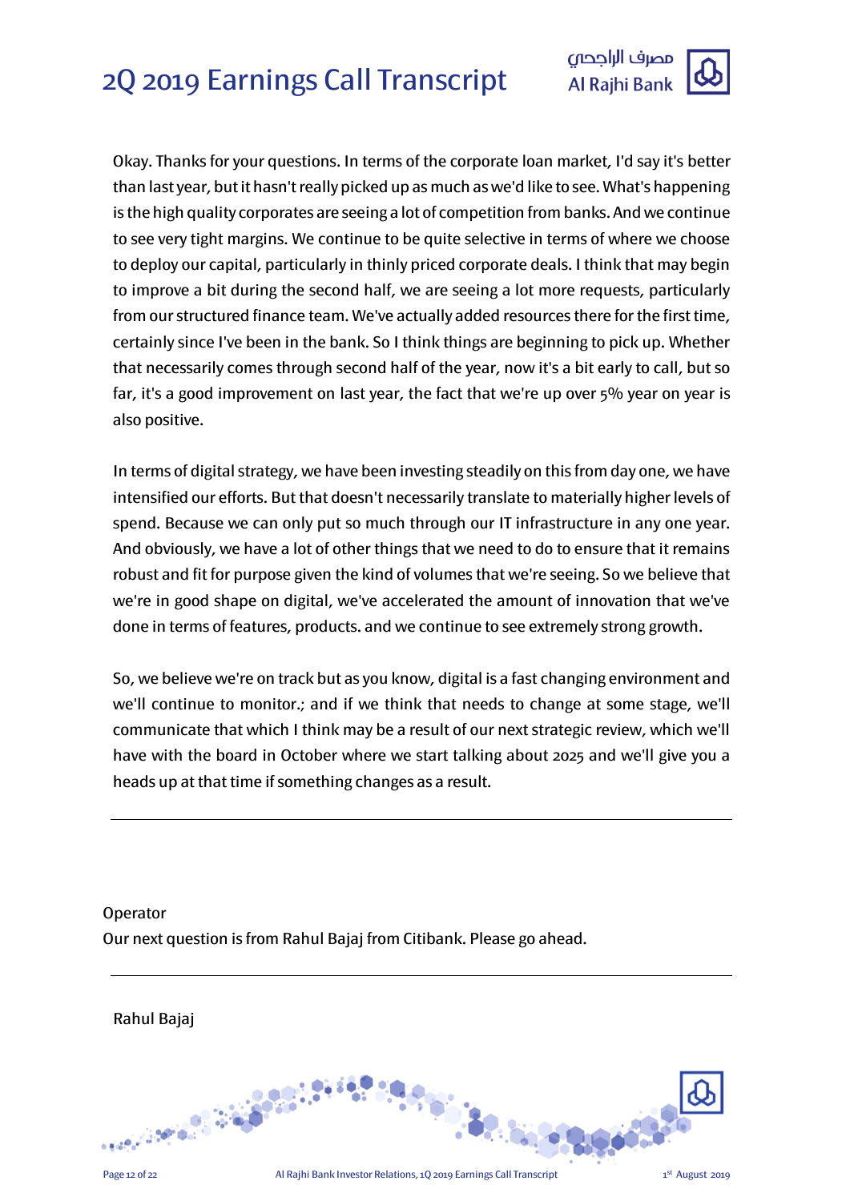Okay. Thanks for your questions. In terms of the corporate loan market, I'd say it's better than last year, but it hasn't really picked up as much as we'd like to see. What's happening is the high quality corporates are seeing a lot of competition from banks. And we continue to see very tight margins. We continue to be quite selective in terms of where we choose to deploy our capital, particularly in thinly priced corporate deals. I think that may begin to improve a bit during the second half, we are seeing a lot more requests, particularly from our structured finance team. We've actually added resources there for the first time, certainly since I've been in the bank. So I think things are beginning to pick up. Whether that necessarily comes through second half of the year, now it's a bit early to call, but so far, it's a good improvement on last year, the fact that we're up over 5% year on year is also positive.

In terms of digital strategy, we have been investing steadily on this from day one, we have intensified our efforts. But that doesn't necessarily translate to materially higher levels of spend. Because we can only put so much through our IT infrastructure in any one year. And obviously, we have a lot of other things that we need to do to ensure that it remains robust and fit for purpose given the kind of volumes that we're seeing. So we believe that we're in good shape on digital, we've accelerated the amount of innovation that we've done in terms of features, products. and we continue to see extremely strong growth.

So, we believe we're on track but as you know, digital is a fast changing environment and we'll continue to monitor.; and if we think that needs to change at some stage, we'll communicate that which I think may be a result of our next strategic review, which we'll have with the board in October where we start talking about 2025 and we'll give you a heads up at that time if something changes as a result.

---

Operator

Our next question is from Rahul Bajaj from Citibank. Please go ahead.

---

Rahul Bajaj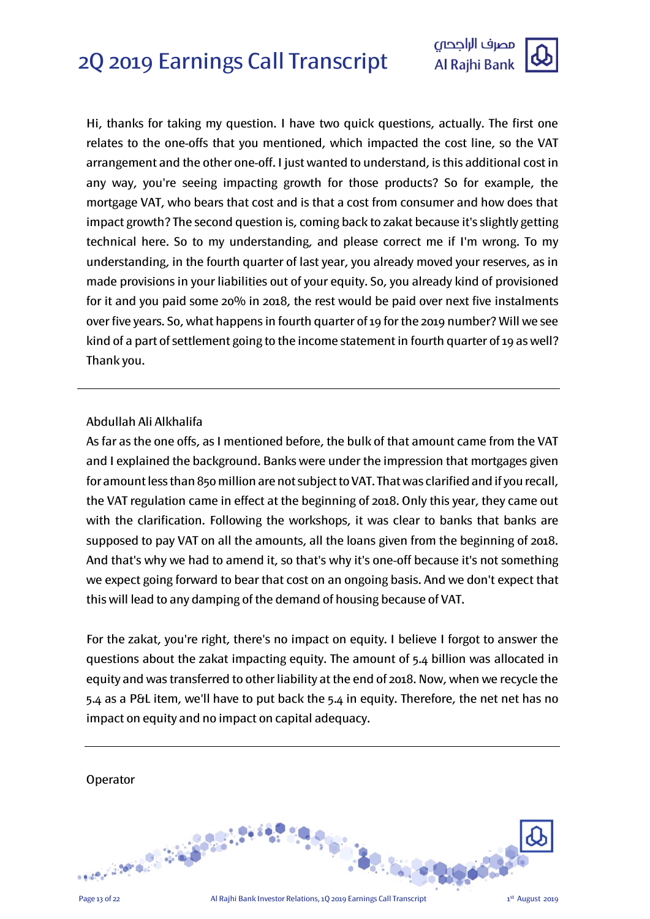Hi, thanks for taking my question. I have two quick questions, actually. The first one relates to the one-offs that you mentioned, which impacted the cost line, so the VAT arrangement and the other one-off. I just wanted to understand, is this additional cost in any way, you're seeing impacting growth for those products? So for example, the mortgage VAT, who bears that cost and is that a cost from consumer and how does that impact growth? The second question is, coming back to zakat because it's slightly getting technical here. So to my understanding, and please correct me if I'm wrong. To my understanding, in the fourth quarter of last year, you already moved your reserves, as in made provisions in your liabilities out of your equity. So, you already kind of provisioned for it and you paid some 20% in 2018, the rest would be paid over next five instalments over five years. So, what happens in fourth quarter of 19 for the 2019 number? Will we see kind of a part of settlement going to the income statement in fourth quarter of 19 as well? Thank you.

---

Abdullah Ali Alkhalifa

As far as the one offs, as I mentioned before, the bulk of that amount came from the VAT and I explained the background. Banks were under the impression that mortgages given for amount less than 850 million are not subject to VAT. That was clarified and if you recall, the VAT regulation came in effect at the beginning of 2018. Only this year, they came out with the clarification. Following the workshops, it was clear to banks that banks are supposed to pay VAT on all the amounts, all the loans given from the beginning of 2018. And that's why we had to amend it, so that's why it's one-off because it's not something we expect going forward to bear that cost on an ongoing basis. And we don't expect that this will lead to any damping of the demand of housing because of VAT.

For the zakat, you're right, there's no impact on equity. I believe I forgot to answer the questions about the zakat impacting equity. The amount of 5.4 billion was allocated in equity and was transferred to other liability at the end of 2018. Now, when we recycle the 5.4 as a P&L item, we'll have to put back the 5.4 in equity. Therefore, the net net has no impact on equity and no impact on capital adequacy.

---

Operator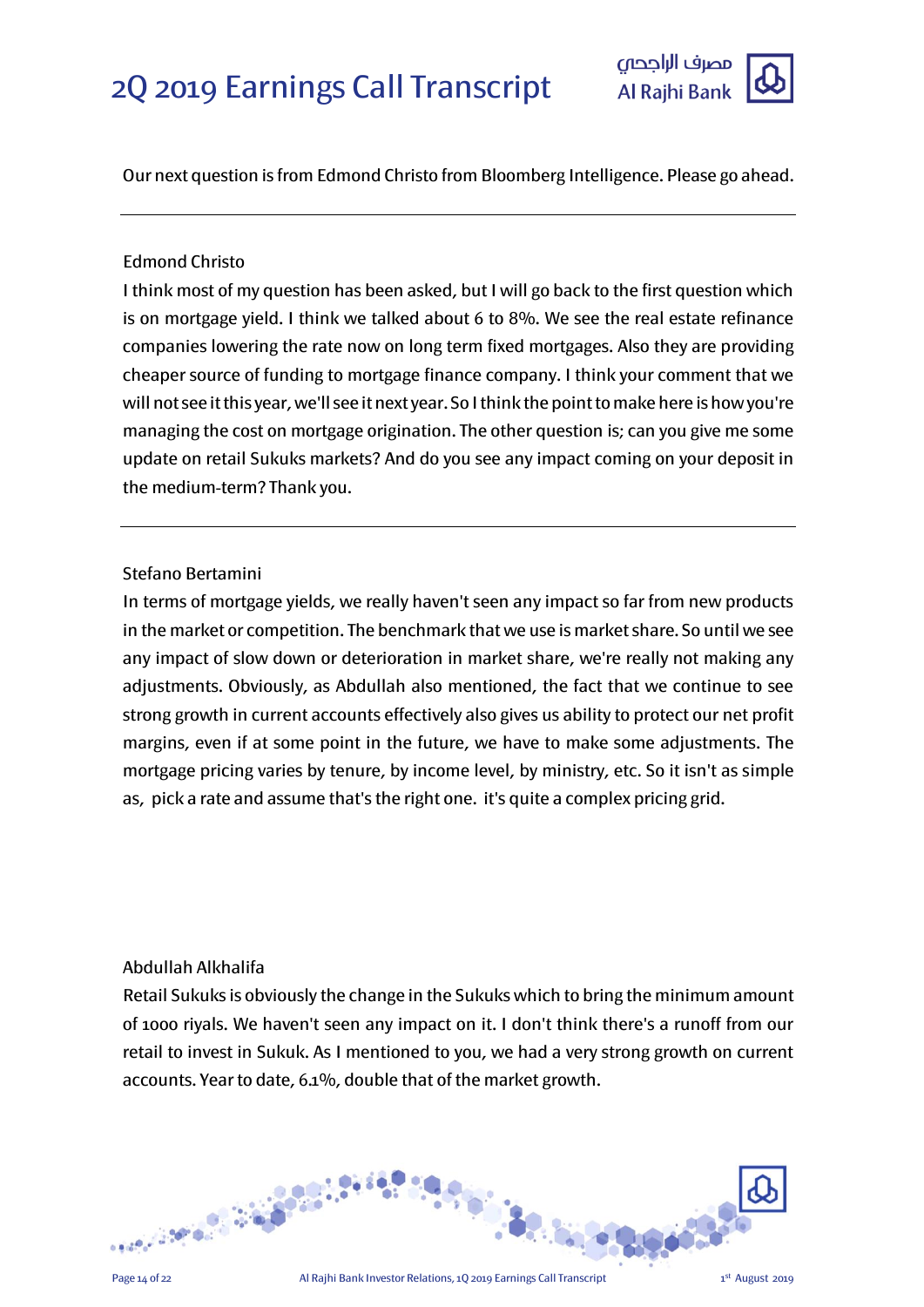Our next question is from Edmond Christo from Bloomberg Intelligence. Please go ahead.

---

Edmond Christo

I think most of my question has been asked, but I will go back to the first question which is on mortgage yield. I think we talked about 6 to 8%. We see the real estate refinance companies lowering the rate now on long term fixed mortgages. Also they are providing cheaper source of funding to mortgage finance company. I think your comment that we will not see it this year, we'll see it next year. So I think the point to make here is how you're managing the cost on mortgage origination. The other question is; can you give me some update on retail Sukuks markets? And do you see any impact coming on your deposit in the medium-term? Thank you.

---

Stefano Bertamini

In terms of mortgage yields, we really haven't seen any impact so far from new products in the market or competition. The benchmark that we use is market share. So until we see any impact of slow down or deterioration in market share, we're really not making any adjustments. Obviously, as Abdullah also mentioned, the fact that we continue to see strong growth in current accounts effectively also gives us ability to protect our net profit margins, even if at some point in the future, we have to make some adjustments. The mortgage pricing varies by tenure, by income level, by ministry, etc. So it isn't as simple as, pick a rate and assume that's the right one. it's quite a complex pricing grid.

Abdullah Alkhalifa

Retail Sukuks is obviously the change in the Sukuks which to bring the minimum amount of 1000 riyals. We haven't seen any impact on it. I don't think there's a runoff from our retail to invest in Sukuk. As I mentioned to you, we had a very strong growth on current accounts. Year to date, 6.1%, double that of the market growth.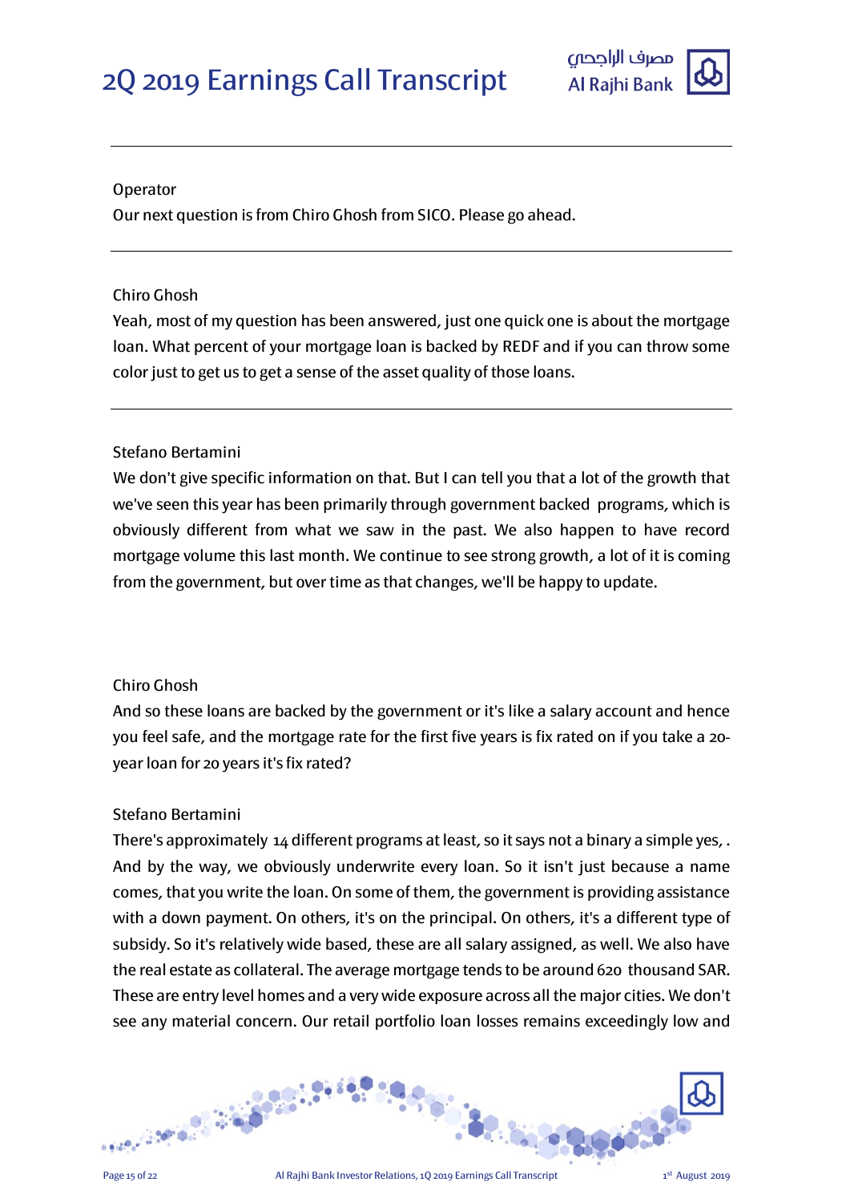Operator

Our next question is from Chiro Ghosh from SICO. Please go ahead.

---

Chiro Ghosh

Yeah, most of my question has been answered, just one quick one is about the mortgage loan. What percent of your mortgage loan is backed by REDF and if you can throw some color just to get us to get a sense of the asset quality of those loans.

---

Stefano Bertamini

We don't give specific information on that. But I can tell you that a lot of the growth that we've seen this year has been primarily through government backed programs, which is obviously different from what we saw in the past. We also happen to have record mortgage volume this last month. We continue to see strong growth, a lot of it is coming from the government, but over time as that changes, we'll be happy to update.

Chiro Ghosh

And so these loans are backed by the government or it's like a salary account and hence you feel safe, and the mortgage rate for the first five years is fix rated on if you take a 20-year loan for 20 years it's fix rated?

Stefano Bertamini

There's approximately 14 different programs at least, so it says not a binary a simple yes, . And by the way, we obviously underwrite every loan. So it isn't just because a name comes, that you write the loan. On some of them, the government is providing assistance with a down payment. On others, it's on the principal. On others, it's a different type of subsidy. So it's relatively wide based, these are all salary assigned, as well. We also have the real estate as collateral. The average mortgage tends to be around 620 thousand SAR. These are entry level homes and a very wide exposure across all the major cities. We don't see any material concern. Our retail portfolio loan losses remains exceedingly low and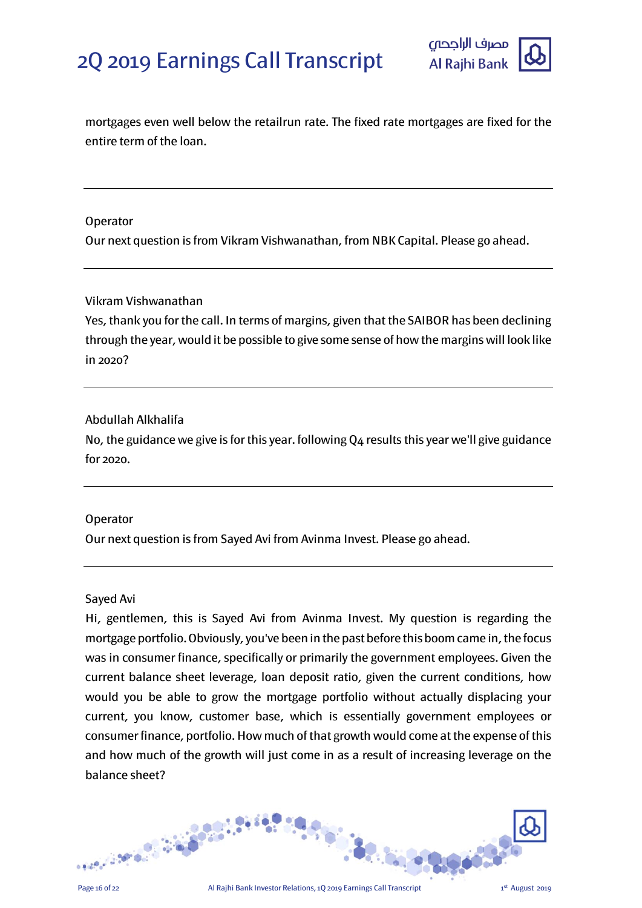mortgages even well below the retailrun rate. The fixed rate mortgages are fixed for the entire term of the loan.

---

Operator

Our next question is from Vikram Vishwanathan, from NBK Capital. Please go ahead.

---

Vikram Vishwanathan

Yes, thank you for the call. In terms of margins, given that the SAIBOR has been declining through the year, would it be possible to give some sense of how the margins will look like in 2020?

---

Abdullah Alkhalifa

No, the guidance we give is for this year. following Q4 results this year we'll give guidance for 2020.

---

Operator

Our next question is from Sayed Avi from Avinma Invest. Please go ahead.

---

Sayed Avi

Hi, gentlemen, this is Sayed Avi from Avinma Invest. My question is regarding the mortgage portfolio. Obviously, you've been in the past before this boom came in, the focus was in consumer finance, specifically or primarily the government employees. Given the current balance sheet leverage, loan deposit ratio, given the current conditions, how would you be able to grow the mortgage portfolio without actually displacing your current, you know, customer base, which is essentially government employees or consumer finance, portfolio. How much of that growth would come at the expense of this and how much of the growth will just come in as a result of increasing leverage on the balance sheet?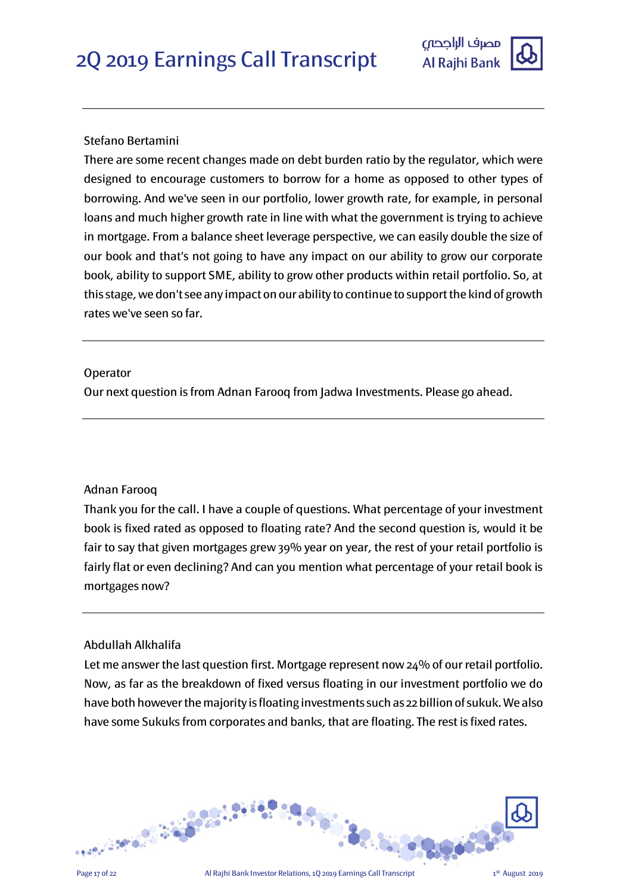Stefano Bertamini

There are some recent changes made on debt burden ratio by the regulator, which were designed to encourage customers to borrow for a home as opposed to other types of borrowing. And we've seen in our portfolio, lower growth rate, for example, in personal loans and much higher growth rate in line with what the government is trying to achieve in mortgage. From a balance sheet leverage perspective, we can easily double the size of our book and that's not going to have any impact on our ability to grow our corporate book, ability to support SME, ability to grow other products within retail portfolio. So, at this stage, we don't see any impact on our ability to continue to support the kind of growth rates we've seen so far.

---

Operator

Our next question is from Adnan Farooq from Jadwa Investments. Please go ahead.

---

Adnan Farooq

Thank you for the call. I have a couple of questions. What percentage of your investment book is fixed rated as opposed to floating rate? And the second question is, would it be fair to say that given mortgages grew 39% year on year, the rest of your retail portfolio is fairly flat or even declining? And can you mention what percentage of your retail book is mortgages now?

---

Abdullah Alkhalifa

Let me answer the last question first. Mortgage represent now 24% of our retail portfolio. Now, as far as the breakdown of fixed versus floating in our investment portfolio we do have both however the majority is floating investments such as 22 billion of sukuk. We also have some Sukuks from corporates and banks, that are floating. The rest is fixed rates.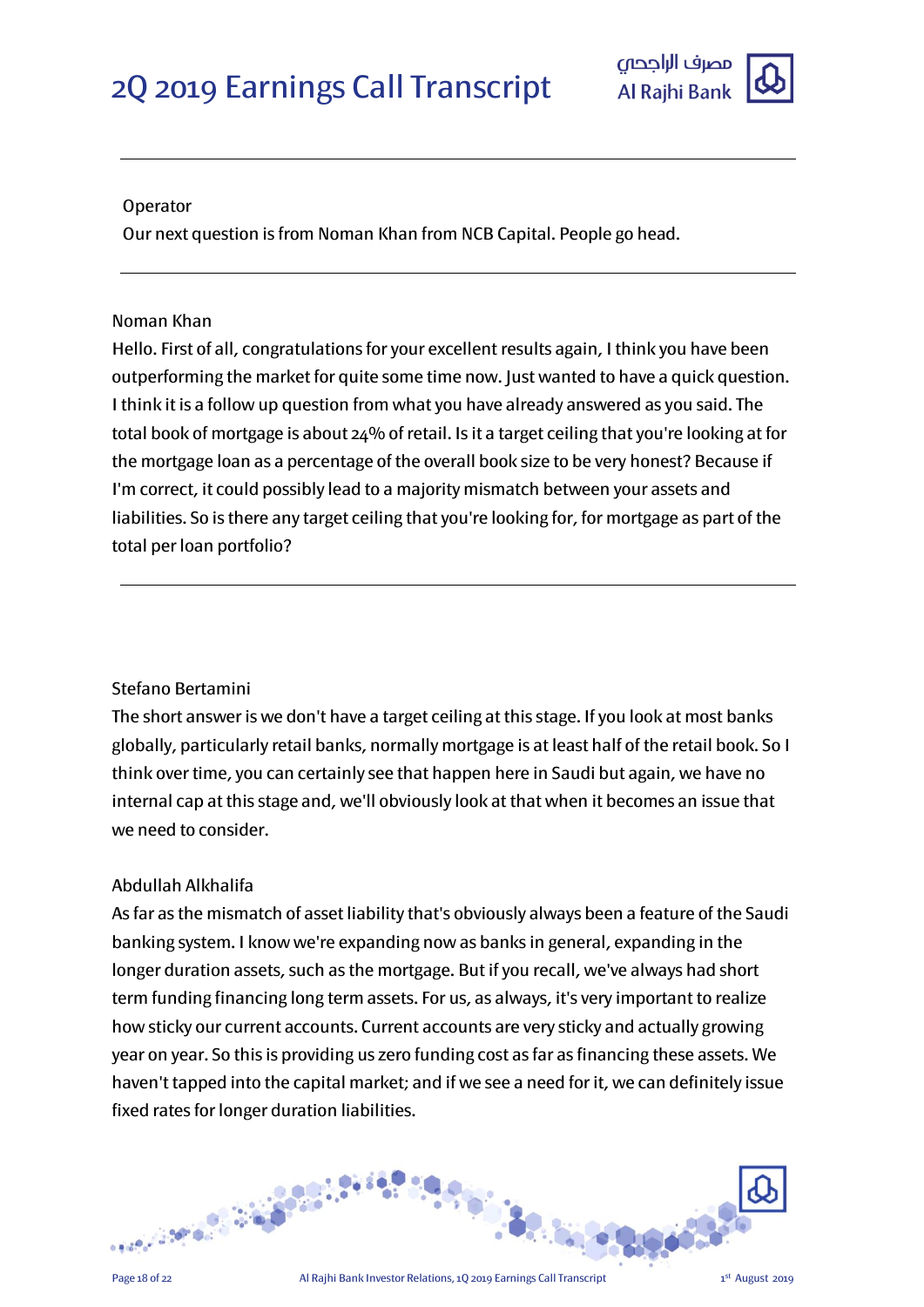Operator

Our next question is from Noman Khan from NCB Capital. People go head.

---

Noman Khan

Hello. First of all, congratulations for your excellent results again, I think you have been outperforming the market for quite some time now. Just wanted to have a quick question. I think it is a follow up question from what you have already answered as you said. The total book of mortgage is about 24% of retail. Is it a target ceiling that you're looking at for the mortgage loan as a percentage of the overall book size to be very honest? Because if I'm correct, it could possibly lead to a majority mismatch between your assets and liabilities. So is there any target ceiling that you're looking for, for mortgage as part of the total per loan portfolio?

---

Stefano Bertamini

The short answer is we don't have a target ceiling at this stage. If you look at most banks globally, particularly retail banks, normally mortgage is at least half of the retail book. So I think over time, you can certainly see that happen here in Saudi but again, we have no internal cap at this stage and, we'll obviously look at that when it becomes an issue that we need to consider.

Abdullah Alkhalifa

As far as the mismatch of asset liability that's obviously always been a feature of the Saudi banking system. I know we're expanding now as banks in general, expanding in the longer duration assets, such as the mortgage. But if you recall, we've always had short term funding financing long term assets. For us, as always, it's very important to realize how sticky our current accounts. Current accounts are very sticky and actually growing year on year. So this is providing us zero funding cost as far as financing these assets. We haven't tapped into the capital market; and if we see a need for it, we can definitely issue fixed rates for longer duration liabilities.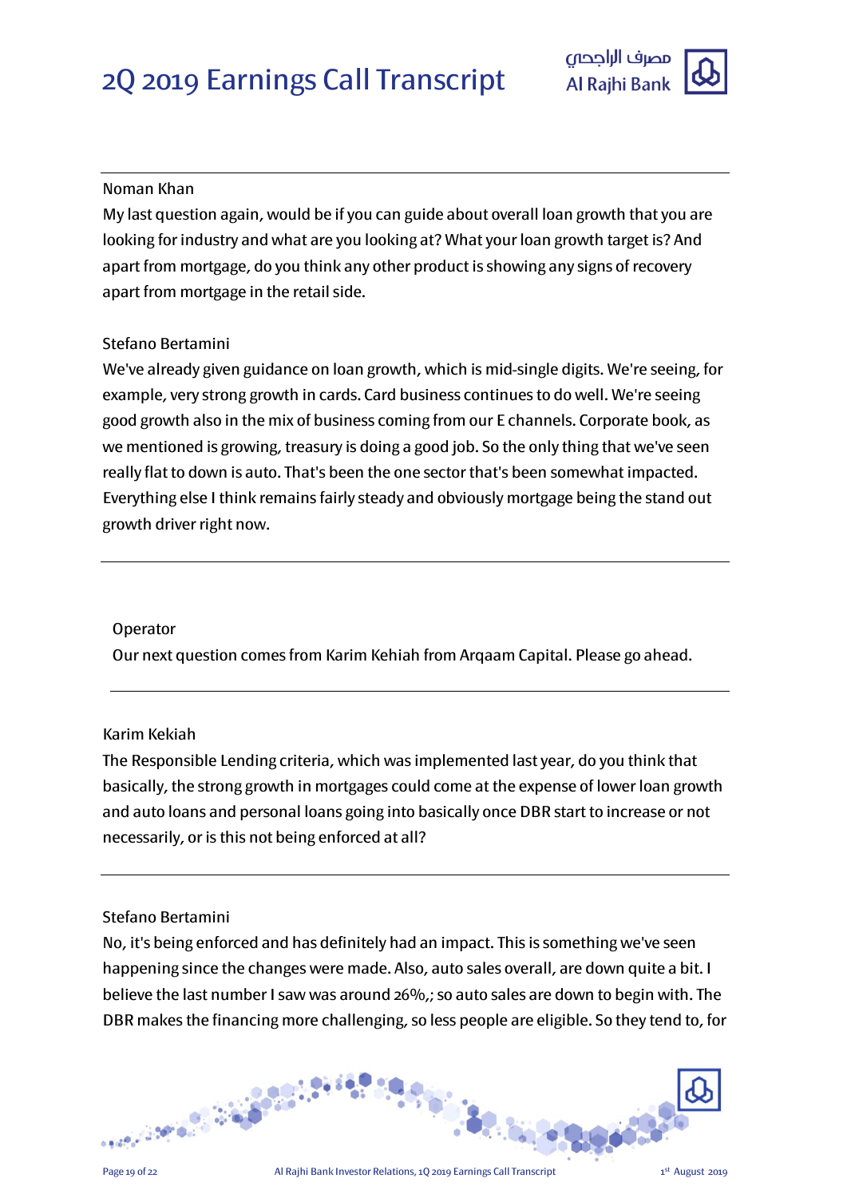Noman Khan

My last question again, would be if you can guide about overall loan growth that you are looking for industry and what are you looking at? What your loan growth target is? And apart from mortgage, do you think any other product is showing any signs of recovery apart from mortgage in the retail side.

Stefano Bertamini

We've already given guidance on loan growth, which is mid-single digits. We're seeing, for example, very strong growth in cards. Card business continues to do well. We're seeing good growth also in the mix of business coming from our E channels. Corporate book, as we mentioned is growing, treasury is doing a good job. So the only thing that we've seen really flat to down is auto. That's been the one sector that's been somewhat impacted. Everything else I think remains fairly steady and obviously mortgage being the stand out growth driver right now.

---

Operator

Our next question comes from Karim Kehiah from Arqaam Capital. Please go ahead.

---

Karim Kekiah

The Responsible Lending criteria, which was implemented last year, do you think that basically, the strong growth in mortgages could come at the expense of lower loan growth and auto loans and personal loans going into basically once DBR start to increase or not necessarily, or is this not being enforced at all?

---

Stefano Bertamini

No, it's being enforced and has definitely had an impact. This is something we've seen happening since the changes were made. Also, auto sales overall, are down quite a bit. I believe the last number I saw was around 26%,; so auto sales are down to begin with. The DBR makes the financing more challenging, so less people are eligible. So they tend to, for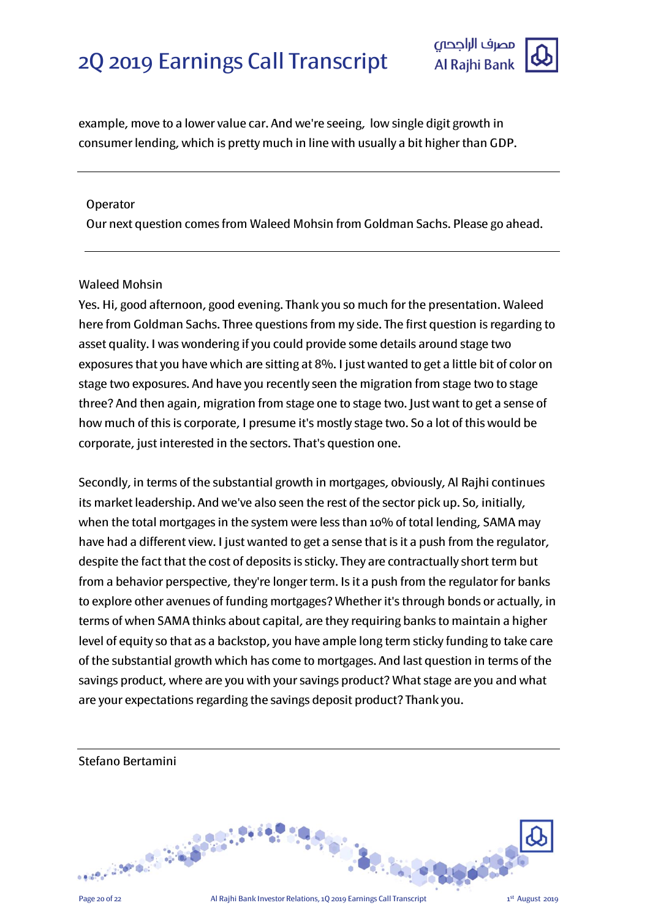example, move to a lower value car. And we're seeing, low single digit growth in consumer lending, which is pretty much in line with usually a bit higher than GDP.

---

Operator

Our next question comes from Waleed Mohsin from Goldman Sachs. Please go ahead.

---

Waleed Mohsin

Yes. Hi, good afternoon, good evening. Thank you so much for the presentation. Waleed here from Goldman Sachs. Three questions from my side. The first question is regarding to asset quality. I was wondering if you could provide some details around stage two exposures that you have which are sitting at 8%. I just wanted to get a little bit of color on stage two exposures. And have you recently seen the migration from stage two to stage three? And then again, migration from stage one to stage two. Just want to get a sense of how much of this is corporate, I presume it's mostly stage two. So a lot of this would be corporate, just interested in the sectors. That's question one.

Secondly, in terms of the substantial growth in mortgages, obviously, Al Rajhi continues its market leadership. And we've also seen the rest of the sector pick up. So, initially, when the total mortgages in the system were less than 10% of total lending, SAMA may have had a different view. I just wanted to get a sense that is it a push from the regulator, despite the fact that the cost of deposits is sticky. They are contractually short term but from a behavior perspective, they're longer term. Is it a push from the regulator for banks to explore other avenues of funding mortgages? Whether it's through bonds or actually, in terms of when SAMA thinks about capital, are they requiring banks to maintain a higher level of equity so that as a backstop, you have ample long term sticky funding to take care of the substantial growth which has come to mortgages. And last question in terms of the savings product, where are you with your savings product? What stage are you and what are your expectations regarding the savings deposit product? Thank you.

---

Stefano Bertamini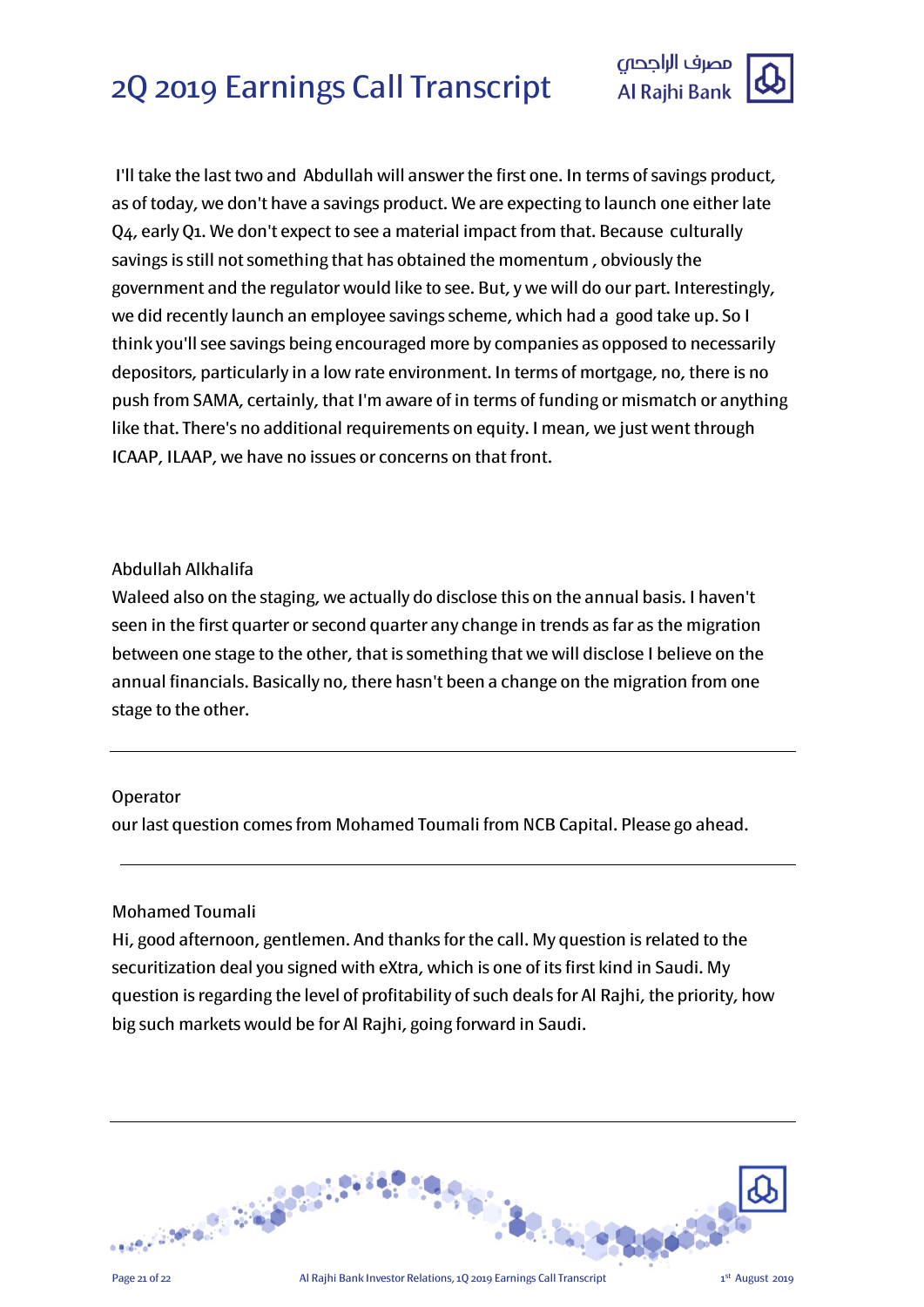I'll take the last two and Abdullah will answer the first one. In terms of savings product, as of today, we don't have a savings product. We are expecting to launch one either late Q4, early Q1. We don't expect to see a material impact from that. Because culturally savings is still not something that has obtained the momentum , obviously the government and the regulator would like to see. But, y we will do our part. Interestingly, we did recently launch an employee savings scheme, which had a good take up. So I think you'll see savings being encouraged more by companies as opposed to necessarily depositors, particularly in a low rate environment. In terms of mortgage, no, there is no push from SAMA, certainly, that I'm aware of in terms of funding or mismatch or anything like that. There's no additional requirements on equity. I mean, we just went through ICAAP, ILAAP, we have no issues or concerns on that front.

Abdullah Alkhalifa

Waleed also on the staging, we actually do disclose this on the annual basis. I haven't seen in the first quarter or second quarter any change in trends as far as the migration between one stage to the other, that is something that we will disclose I believe on the annual financials. Basically no, there hasn't been a change on the migration from one stage to the other.

---

Operator

our last question comes from Mohamed Toumali from NCB Capital. Please go ahead.

---

Mohamed Toumali

Hi, good afternoon, gentlemen. And thanks for the call. My question is related to the securitization deal you signed with eXtra, which is one of its first kind in Saudi. My question is regarding the level of profitability of such deals for Al Rajhi, the priority, how big such markets would be for Al Rajhi, going forward in Saudi.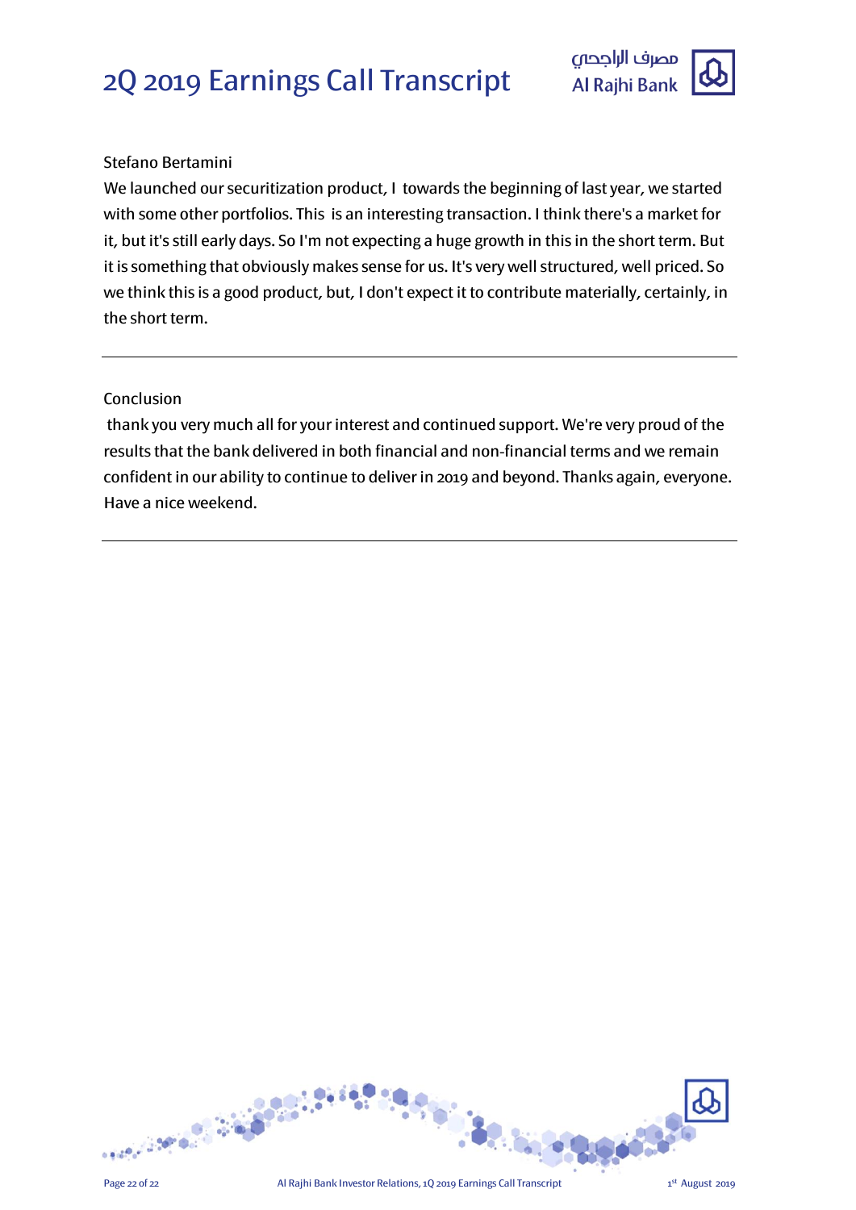Stefano Bertamini

We launched our securitization product, I towards the beginning of last year, we started with some other portfolios. This is an interesting transaction. I think there's a market for it, but it's still early days. So I'm not expecting a huge growth in this in the short term. But it is something that obviously makes sense for us. It's very well structured, well priced. So we think this is a good product, but, I don't expect it to contribute materially, certainly, in the short term.

---

Conclusion

thank you very much all for your interest and continued support. We're very proud of the results that the bank delivered in both financial and non-financial terms and we remain confident in our ability to continue to deliver in 2019 and beyond. Thanks again, everyone. Have a nice weekend.

---